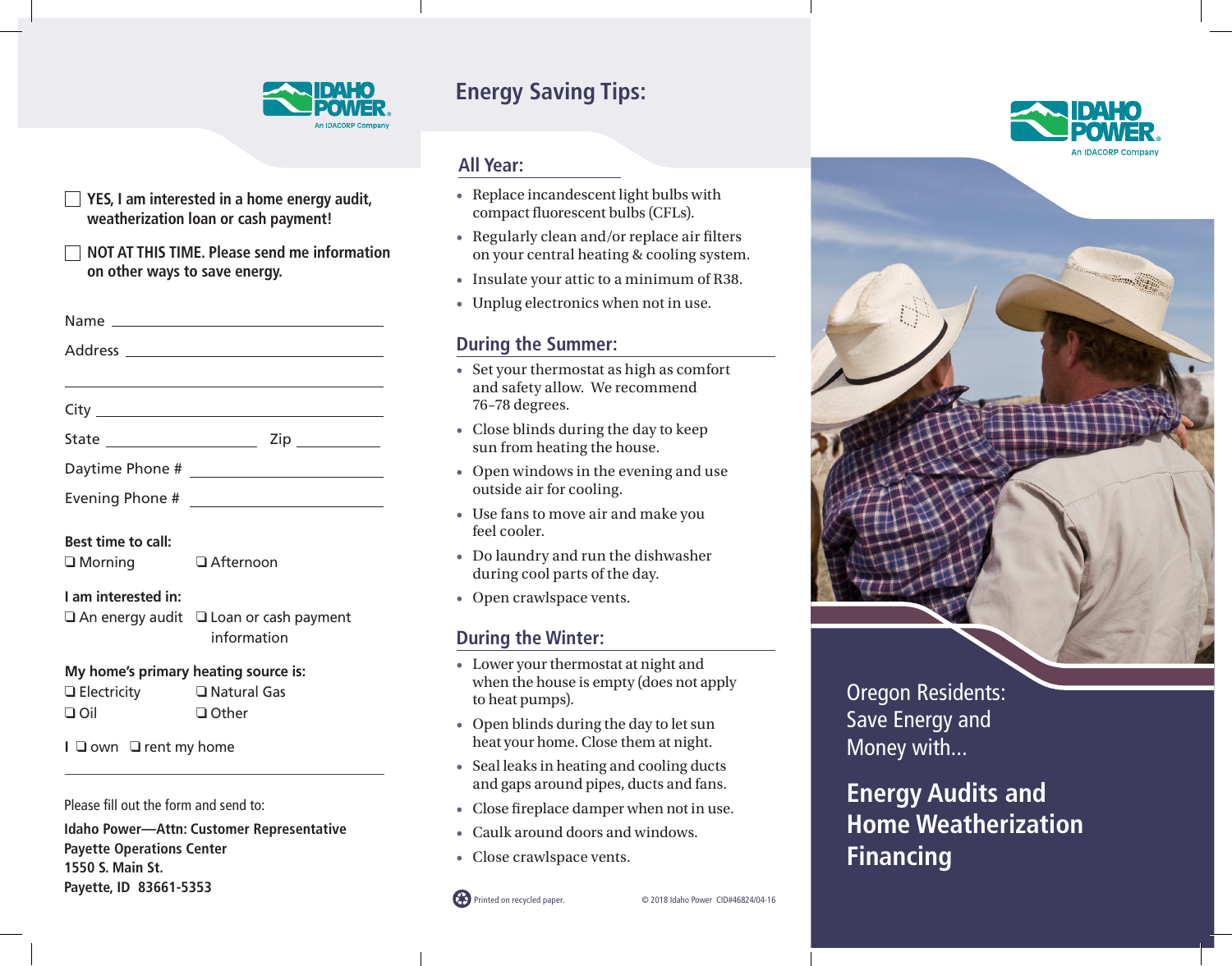IDAHO POWER
An IDACORP Company

☐ **YES, I am interested in a home energy audit, weatherization loan or cash payment!**

☐ **NOT AT THIS TIME. Please send me information on other ways to save energy.**

Name ______________________________

Address ______________________________

______________________________

City ______________________________

State ______________ Zip __________

Daytime Phone # ______________________

Evening Phone # ______________________

**Best time to call:**

❑ Morning ❑ Afternoon

**I am interested in:**

❑ An energy audit ❑ Loan or cash payment information

**My home's primary heating source is:**

❑ Electricity ❑ Natural Gas

❑ Oil ❑ Other

I ❑ own ❑ rent my home

______________________________

Please fill out the form and send to:

**Idaho Power—Attn: Customer Representative**
**Payette Operations Center**
**1550 S. Main St.**
**Payette, ID 83661-5353**

# Energy Saving Tips:

## All Year:

- Replace incandescent light bulbs with compact fluorescent bulbs (CFLs).
- Regularly clean and/or replace air filters on your central heating & cooling system.
- Insulate your attic to a minimum of R38.
- Unplug electronics when not in use.

## During the Summer:

- Set your thermostat as high as comfort and safety allow. We recommend 76–78 degrees.
- Close blinds during the day to keep sun from heating the house.
- Open windows in the evening and use outside air for cooling.
- Use fans to move air and make you feel cooler.
- Do laundry and run the dishwasher during cool parts of the day.
- Open crawlspace vents.

## During the Winter:

- Lower your thermostat at night and when the house is empty (does not apply to heat pumps).
- Open blinds during the day to let sun heat your home. Close them at night.
- Seal leaks in heating and cooling ducts and gaps around pipes, ducts and fans.
- Close fireplace damper when not in use.
- Caulk around doors and windows.
- Close crawlspace vents.

Printed on recycled paper.

© 2018 Idaho Power CID#46824/04-16

IDAHO POWER
An IDACORP Company

Oregon Residents:
Save Energy and
Money with...

# Energy Audits and Home Weatherization Financing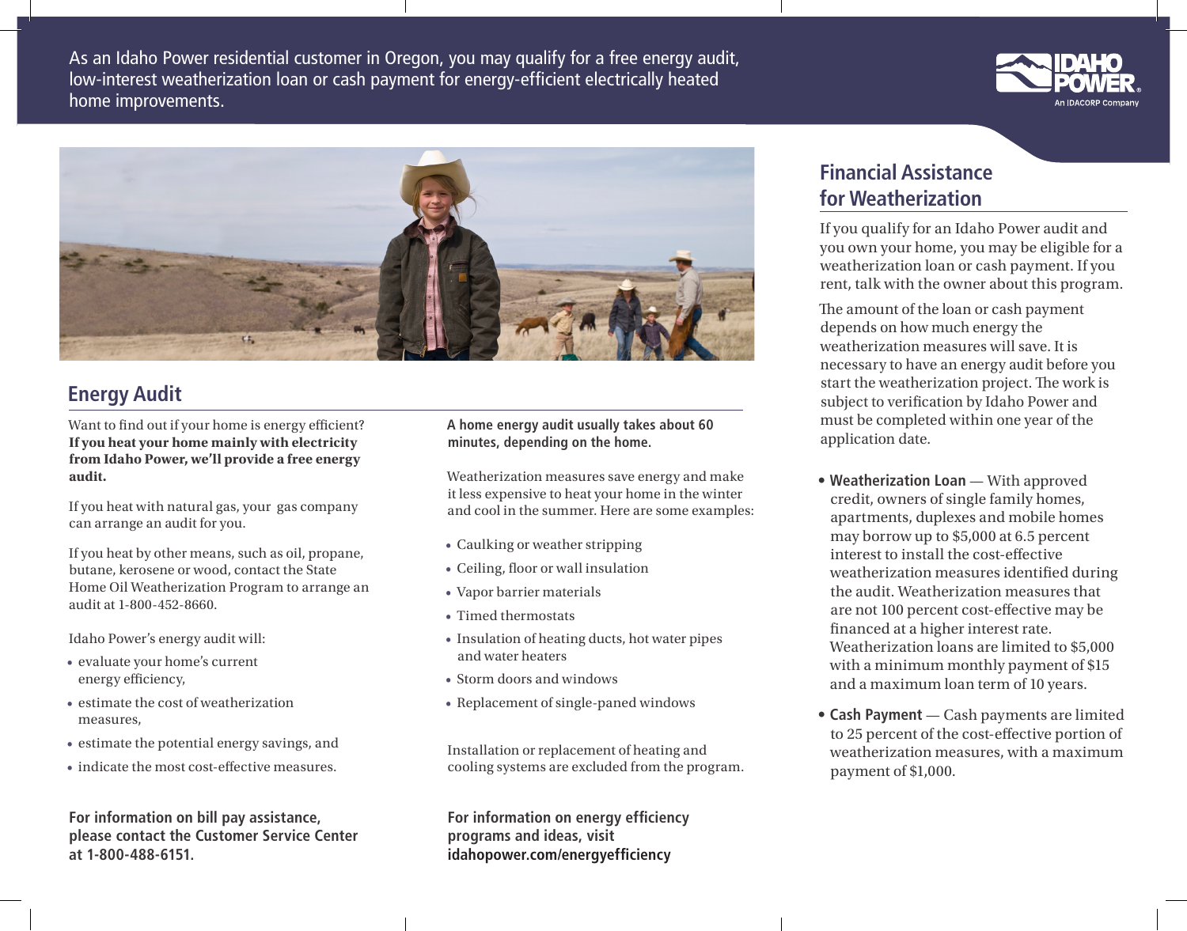As an Idaho Power residential customer in Oregon, you may qualify for a free energy audit, low-interest weatherization loan or cash payment for energy-efficient electrically heated home improvements.

## Energy Audit

Want to find out if your home is energy efficient? **If you heat your home mainly with electricity from Idaho Power, we'll provide a free energy audit.**

If you heat with natural gas, your gas company can arrange an audit for you.

If you heat by other means, such as oil, propane, butane, kerosene or wood, contact the State Home Oil Weatherization Program to arrange an audit at 1-800-452-8660.

Idaho Power's energy audit will:

- evaluate your home's current energy efficiency,
- estimate the cost of weatherization measures,
- estimate the potential energy savings, and
- indicate the most cost-effective measures.

**For information on bill pay assistance, please contact the Customer Service Center at 1-800-488-6151.**

**A home energy audit usually takes about 60 minutes, depending on the home.**

Weatherization measures save energy and make it less expensive to heat your home in the winter and cool in the summer. Here are some examples:

- Caulking or weather stripping
- Ceiling, floor or wall insulation
- Vapor barrier materials
- Timed thermostats
- Insulation of heating ducts, hot water pipes and water heaters
- Storm doors and windows
- Replacement of single-paned windows

Installation or replacement of heating and cooling systems are excluded from the program.

**For information on energy efficiency programs and ideas, visit idahopower.com/energyefficiency**

## Financial Assistance for Weatherization

If you qualify for an Idaho Power audit and you own your home, you may be eligible for a weatherization loan or cash payment. If you rent, talk with the owner about this program.

The amount of the loan or cash payment depends on how much energy the weatherization measures will save. It is necessary to have an energy audit before you start the weatherization project. The work is subject to verification by Idaho Power and must be completed within one year of the application date.

- **Weatherization Loan** — With approved credit, owners of single family homes, apartments, duplexes and mobile homes may borrow up to $5,000 at 6.5 percent interest to install the cost-effective weatherization measures identified during the audit. Weatherization measures that are not 100 percent cost-effective may be financed at a higher interest rate. Weatherization loans are limited to $5,000 with a minimum monthly payment of $15 and a maximum loan term of 10 years.
- **Cash Payment** — Cash payments are limited to 25 percent of the cost-effective portion of weatherization measures, with a maximum payment of $1,000.